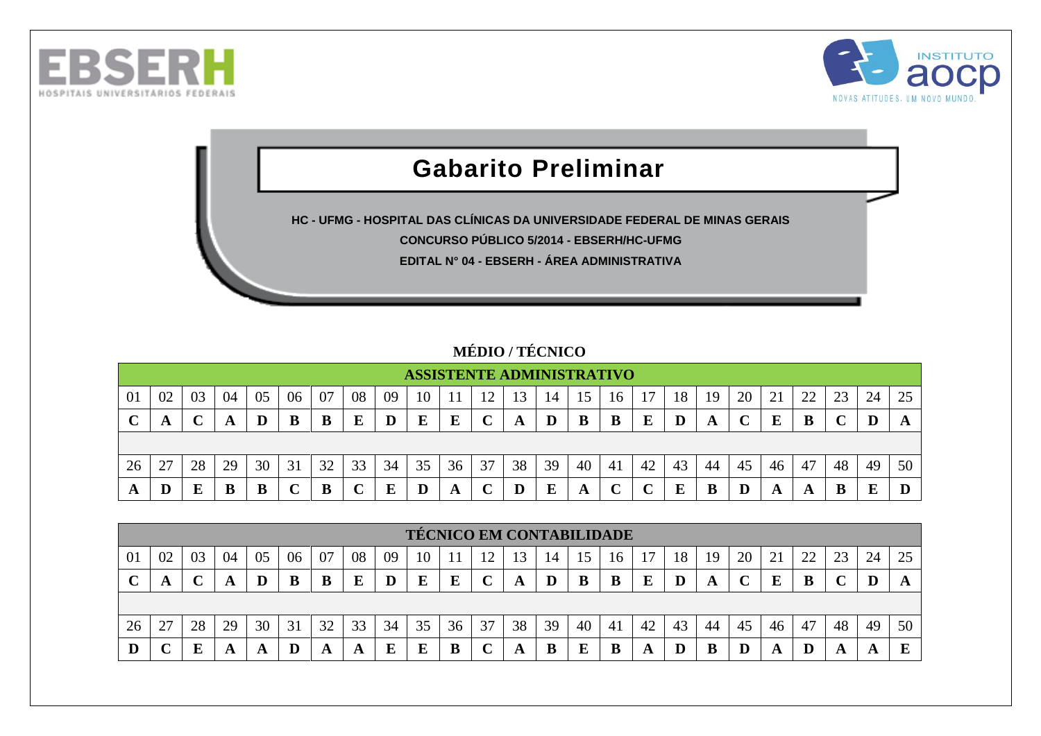EBSERH
HOSPITAIS UNIVERSITÁRIOS FEDERAIS

INSTITUTO aocp
NOVAS ATITUDES. UM NOVO MUNDO.

# Gabarito Preliminar

**HC - UFMG - HOSPITAL DAS CLÍNICAS DA UNIVERSIDADE FEDERAL DE MINAS GERAIS**

**CONCURSO PÚBLICO 5/2014 - EBSERH/HC-UFMG**

**EDITAL N° 04 - EBSERH - ÁREA ADMINISTRATIVA**

## MÉDIO / TÉCNICO

**ASSISTENTE ADMINISTRATIVO**

| 01 | 02 | 03 | 04 | 05 | 06 | 07 | 08 | 09 | 10 | 11 | 12 | 13 | 14 | 15 | 16 | 17 | 18 | 19 | 20 | 21 | 22 | 23 | 24 | 25 |
|---|---|---|---|---|---|---|---|---|---|---|---|---|---|---|---|---|---|---|---|---|---|---|---|---|
| **C** | **A** | **C** | **A** | **D** | **B** | **B** | **E** | **D** | **E** | **E** | **C** | **A** | **D** | **B** | **B** | **E** | **D** | **A** | **C** | **E** | **B** | **C** | **D** | **A** |

| 26 | 27 | 28 | 29 | 30 | 31 | 32 | 33 | 34 | 35 | 36 | 37 | 38 | 39 | 40 | 41 | 42 | 43 | 44 | 45 | 46 | 47 | 48 | 49 | 50 |
|---|---|---|---|---|---|---|---|---|---|---|---|---|---|---|---|---|---|---|---|---|---|---|---|---|
| **A** | **D** | **E** | **B** | **B** | **C** | **B** | **C** | **E** | **D** | **A** | **C** | **D** | **E** | **A** | **C** | **C** | **E** | **B** | **D** | **A** | **A** | **B** | **E** | **D** |

**TÉCNICO EM CONTABILIDADE**

| 01 | 02 | 03 | 04 | 05 | 06 | 07 | 08 | 09 | 10 | 11 | 12 | 13 | 14 | 15 | 16 | 17 | 18 | 19 | 20 | 21 | 22 | 23 | 24 | 25 |
|---|---|---|---|---|---|---|---|---|---|---|---|---|---|---|---|---|---|---|---|---|---|---|---|---|
| **C** | **A** | **C** | **A** | **D** | **B** | **B** | **E** | **D** | **E** | **E** | **C** | **A** | **D** | **B** | **B** | **E** | **D** | **A** | **C** | **E** | **B** | **C** | **D** | **A** |

| 26 | 27 | 28 | 29 | 30 | 31 | 32 | 33 | 34 | 35 | 36 | 37 | 38 | 39 | 40 | 41 | 42 | 43 | 44 | 45 | 46 | 47 | 48 | 49 | 50 |
|---|---|---|---|---|---|---|---|---|---|---|---|---|---|---|---|---|---|---|---|---|---|---|---|---|
| **D** | **C** | **E** | **A** | **A** | **D** | **A** | **A** | **E** | **E** | **B** | **C** | **A** | **B** | **E** | **B** | **A** | **D** | **B** | **D** | **A** | **D** | **A** | **A** | **E** |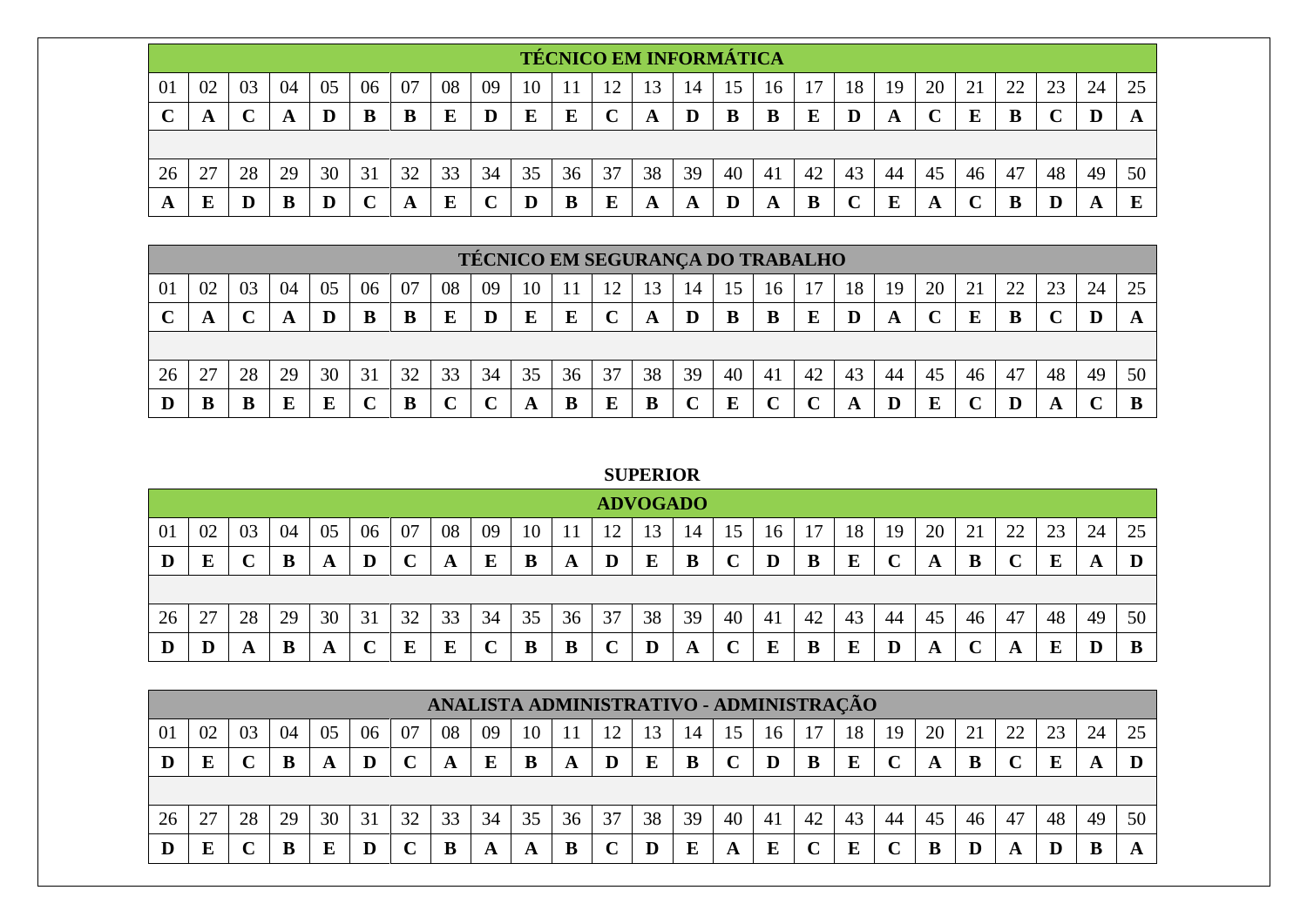| TÉCNICO EM INFORMÁTICA | | | | | | | | | | | | | | | | | | | | | | | | |
|---|---|---|---|---|---|---|---|---|---|---|---|---|---|---|---|---|---|---|---|---|---|---|---|---|
| 01 | 02 | 03 | 04 | 05 | 06 | 07 | 08 | 09 | 10 | 11 | 12 | 13 | 14 | 15 | 16 | 17 | 18 | 19 | 20 | 21 | 22 | 23 | 24 | 25 |
| **C** | **A** | **C** | **A** | **D** | **B** | **B** | **E** | **D** | **E** | **E** | **C** | **A** | **D** | **B** | **B** | **E** | **D** | **A** | **C** | **E** | **B** | **C** | **D** | **A** |
| 26 | 27 | 28 | 29 | 30 | 31 | 32 | 33 | 34 | 35 | 36 | 37 | 38 | 39 | 40 | 41 | 42 | 43 | 44 | 45 | 46 | 47 | 48 | 49 | 50 |
| **A** | **E** | **D** | **B** | **D** | **C** | **A** | **E** | **C** | **D** | **B** | **E** | **A** | **A** | **D** | **A** | **B** | **C** | **E** | **A** | **C** | **B** | **D** | **A** | **E** |

| TÉCNICO EM SEGURANÇA DO TRABALHO | | | | | | | | | | | | | | | | | | | | | | | | |
|---|---|---|---|---|---|---|---|---|---|---|---|---|---|---|---|---|---|---|---|---|---|---|---|---|
| 01 | 02 | 03 | 04 | 05 | 06 | 07 | 08 | 09 | 10 | 11 | 12 | 13 | 14 | 15 | 16 | 17 | 18 | 19 | 20 | 21 | 22 | 23 | 24 | 25 |
| **C** | **A** | **C** | **A** | **D** | **B** | **B** | **E** | **D** | **E** | **E** | **C** | **A** | **D** | **B** | **B** | **E** | **D** | **A** | **C** | **E** | **B** | **C** | **D** | **A** |
| 26 | 27 | 28 | 29 | 30 | 31 | 32 | 33 | 34 | 35 | 36 | 37 | 38 | 39 | 40 | 41 | 42 | 43 | 44 | 45 | 46 | 47 | 48 | 49 | 50 |
| **D** | **B** | **B** | **E** | **E** | **C** | **B** | **C** | **C** | **A** | **B** | **E** | **B** | **C** | **E** | **C** | **C** | **A** | **D** | **E** | **C** | **D** | **A** | **C** | **B** |

## SUPERIOR

| ADVOGADO | | | | | | | | | | | | | | | | | | | | | | | | |
|---|---|---|---|---|---|---|---|---|---|---|---|---|---|---|---|---|---|---|---|---|---|---|---|---|
| 01 | 02 | 03 | 04 | 05 | 06 | 07 | 08 | 09 | 10 | 11 | 12 | 13 | 14 | 15 | 16 | 17 | 18 | 19 | 20 | 21 | 22 | 23 | 24 | 25 |
| **D** | **E** | **C** | **B** | **A** | **D** | **C** | **A** | **E** | **B** | **A** | **D** | **E** | **B** | **C** | **D** | **B** | **E** | **C** | **A** | **B** | **C** | **E** | **A** | **D** |
| 26 | 27 | 28 | 29 | 30 | 31 | 32 | 33 | 34 | 35 | 36 | 37 | 38 | 39 | 40 | 41 | 42 | 43 | 44 | 45 | 46 | 47 | 48 | 49 | 50 |
| **D** | **D** | **A** | **B** | **A** | **C** | **E** | **E** | **C** | **B** | **B** | **C** | **D** | **A** | **C** | **E** | **B** | **E** | **D** | **A** | **C** | **A** | **E** | **D** | **B** |

| ANALISTA ADMINISTRATIVO - ADMINISTRAÇÃO | | | | | | | | | | | | | | | | | | | | | | | | |
|---|---|---|---|---|---|---|---|---|---|---|---|---|---|---|---|---|---|---|---|---|---|---|---|---|
| 01 | 02 | 03 | 04 | 05 | 06 | 07 | 08 | 09 | 10 | 11 | 12 | 13 | 14 | 15 | 16 | 17 | 18 | 19 | 20 | 21 | 22 | 23 | 24 | 25 |
| **D** | **E** | **C** | **B** | **A** | **D** | **C** | **A** | **E** | **B** | **A** | **D** | **E** | **B** | **C** | **D** | **B** | **E** | **C** | **A** | **B** | **C** | **E** | **A** | **D** |
| 26 | 27 | 28 | 29 | 30 | 31 | 32 | 33 | 34 | 35 | 36 | 37 | 38 | 39 | 40 | 41 | 42 | 43 | 44 | 45 | 46 | 47 | 48 | 49 | 50 |
| **D** | **E** | **C** | **B** | **E** | **D** | **C** | **B** | **A** | **A** | **B** | **C** | **D** | **E** | **A** | **E** | **C** | **E** | **C** | **B** | **D** | **A** | **D** | **B** | **A** |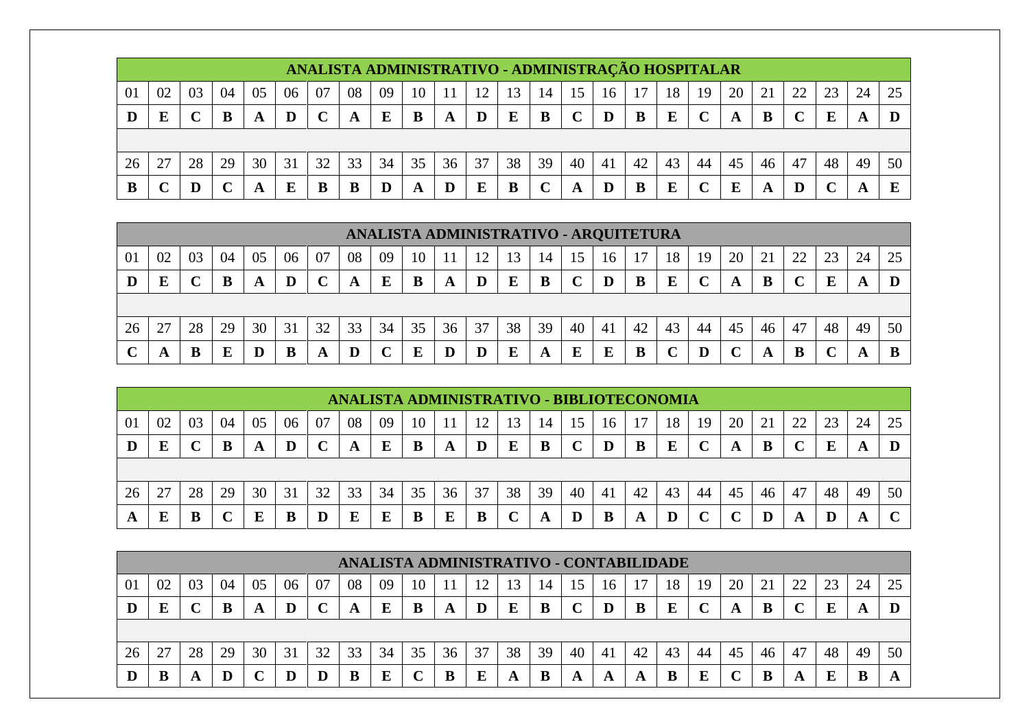| ANALISTA ADMINISTRATIVO - ADMINISTRAÇÃO HOSPITALAR | | | | | | | | | | | | | | | | | | | | | | | | |
|---|---|---|---|---|---|---|---|---|---|---|---|---|---|---|---|---|---|---|---|---|---|---|---|---|
| 01 | 02 | 03 | 04 | 05 | 06 | 07 | 08 | 09 | 10 | 11 | 12 | 13 | 14 | 15 | 16 | 17 | 18 | 19 | 20 | 21 | 22 | 23 | 24 | 25 |
| **D** | **E** | **C** | **B** | **A** | **D** | **C** | **A** | **E** | **B** | **A** | **D** | **E** | **B** | **C** | **D** | **B** | **E** | **C** | **A** | **B** | **C** | **E** | **A** | **D** |
| 26 | 27 | 28 | 29 | 30 | 31 | 32 | 33 | 34 | 35 | 36 | 37 | 38 | 39 | 40 | 41 | 42 | 43 | 44 | 45 | 46 | 47 | 48 | 49 | 50 |
| **B** | **C** | **D** | **C** | **A** | **E** | **B** | **B** | **D** | **A** | **D** | **E** | **B** | **C** | **A** | **D** | **B** | **E** | **C** | **E** | **A** | **D** | **C** | **A** | **E** |

| ANALISTA ADMINISTRATIVO - ARQUITETURA | | | | | | | | | | | | | | | | | | | | | | | | |
|---|---|---|---|---|---|---|---|---|---|---|---|---|---|---|---|---|---|---|---|---|---|---|---|---|
| 01 | 02 | 03 | 04 | 05 | 06 | 07 | 08 | 09 | 10 | 11 | 12 | 13 | 14 | 15 | 16 | 17 | 18 | 19 | 20 | 21 | 22 | 23 | 24 | 25 |
| **D** | **E** | **C** | **B** | **A** | **D** | **C** | **A** | **E** | **B** | **A** | **D** | **E** | **B** | **C** | **D** | **B** | **E** | **C** | **A** | **B** | **C** | **E** | **A** | **D** |
| 26 | 27 | 28 | 29 | 30 | 31 | 32 | 33 | 34 | 35 | 36 | 37 | 38 | 39 | 40 | 41 | 42 | 43 | 44 | 45 | 46 | 47 | 48 | 49 | 50 |
| **C** | **A** | **B** | **E** | **D** | **B** | **A** | **D** | **C** | **E** | **D** | **D** | **E** | **A** | **E** | **E** | **B** | **C** | **D** | **C** | **A** | **B** | **C** | **A** | **B** |

| ANALISTA ADMINISTRATIVO - BIBLIOTECONOMIA | | | | | | | | | | | | | | | | | | | | | | | | |
|---|---|---|---|---|---|---|---|---|---|---|---|---|---|---|---|---|---|---|---|---|---|---|---|---|
| 01 | 02 | 03 | 04 | 05 | 06 | 07 | 08 | 09 | 10 | 11 | 12 | 13 | 14 | 15 | 16 | 17 | 18 | 19 | 20 | 21 | 22 | 23 | 24 | 25 |
| **D** | **E** | **C** | **B** | **A** | **D** | **C** | **A** | **E** | **B** | **A** | **D** | **E** | **B** | **C** | **D** | **B** | **E** | **C** | **A** | **B** | **C** | **E** | **A** | **D** |
| 26 | 27 | 28 | 29 | 30 | 31 | 32 | 33 | 34 | 35 | 36 | 37 | 38 | 39 | 40 | 41 | 42 | 43 | 44 | 45 | 46 | 47 | 48 | 49 | 50 |
| **A** | **E** | **B** | **C** | **E** | **B** | **D** | **E** | **E** | **B** | **E** | **B** | **C** | **A** | **D** | **B** | **A** | **D** | **C** | **C** | **D** | **A** | **D** | **A** | **C** |

| ANALISTA ADMINISTRATIVO - CONTABILIDADE | | | | | | | | | | | | | | | | | | | | | | | | |
|---|---|---|---|---|---|---|---|---|---|---|---|---|---|---|---|---|---|---|---|---|---|---|---|---|
| 01 | 02 | 03 | 04 | 05 | 06 | 07 | 08 | 09 | 10 | 11 | 12 | 13 | 14 | 15 | 16 | 17 | 18 | 19 | 20 | 21 | 22 | 23 | 24 | 25 |
| **D** | **E** | **C** | **B** | **A** | **D** | **C** | **A** | **E** | **B** | **A** | **D** | **E** | **B** | **C** | **D** | **B** | **E** | **C** | **A** | **B** | **C** | **E** | **A** | **D** |
| 26 | 27 | 28 | 29 | 30 | 31 | 32 | 33 | 34 | 35 | 36 | 37 | 38 | 39 | 40 | 41 | 42 | 43 | 44 | 45 | 46 | 47 | 48 | 49 | 50 |
| **D** | **B** | **A** | **D** | **C** | **D** | **D** | **B** | **E** | **C** | **B** | **E** | **A** | **B** | **A** | **A** | **A** | **B** | **E** | **C** | **B** | **A** | **E** | **B** | **A** |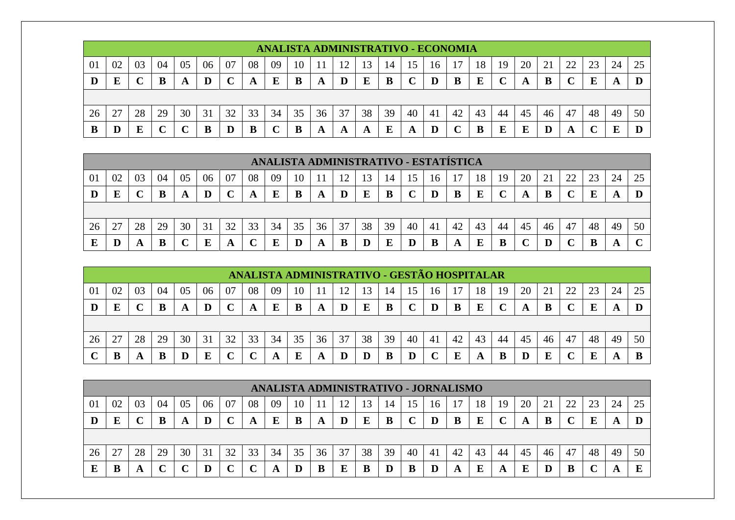| ANALISTA ADMINISTRATIVO - ECONOMIA | | | | | | | | | | | | | | | | | | | | | | | | |
|---|---|---|---|---|---|---|---|---|---|---|---|---|---|---|---|---|---|---|---|---|---|---|---|---|
| 01 | 02 | 03 | 04 | 05 | 06 | 07 | 08 | 09 | 10 | 11 | 12 | 13 | 14 | 15 | 16 | 17 | 18 | 19 | 20 | 21 | 22 | 23 | 24 | 25 |
| **D** | **E** | **C** | **B** | **A** | **D** | **C** | **A** | **E** | **B** | **A** | **D** | **E** | **B** | **C** | **D** | **B** | **E** | **C** | **A** | **B** | **C** | **E** | **A** | **D** |
| 26 | 27 | 28 | 29 | 30 | 31 | 32 | 33 | 34 | 35 | 36 | 37 | 38 | 39 | 40 | 41 | 42 | 43 | 44 | 45 | 46 | 47 | 48 | 49 | 50 |
| **B** | **D** | **E** | **C** | **C** | **B** | **D** | **B** | **C** | **B** | **A** | **A** | **A** | **E** | **A** | **D** | **C** | **B** | **E** | **E** | **D** | **A** | **C** | **E** | **D** |

| ANALISTA ADMINISTRATIVO - ESTATÍSTICA | | | | | | | | | | | | | | | | | | | | | | | | |
|---|---|---|---|---|---|---|---|---|---|---|---|---|---|---|---|---|---|---|---|---|---|---|---|---|
| 01 | 02 | 03 | 04 | 05 | 06 | 07 | 08 | 09 | 10 | 11 | 12 | 13 | 14 | 15 | 16 | 17 | 18 | 19 | 20 | 21 | 22 | 23 | 24 | 25 |
| **D** | **E** | **C** | **B** | **A** | **D** | **C** | **A** | **E** | **B** | **A** | **D** | **E** | **B** | **C** | **D** | **B** | **E** | **C** | **A** | **B** | **C** | **E** | **A** | **D** |
| 26 | 27 | 28 | 29 | 30 | 31 | 32 | 33 | 34 | 35 | 36 | 37 | 38 | 39 | 40 | 41 | 42 | 43 | 44 | 45 | 46 | 47 | 48 | 49 | 50 |
| **E** | **D** | **A** | **B** | **C** | **E** | **A** | **C** | **E** | **D** | **A** | **B** | **D** | **E** | **D** | **B** | **A** | **E** | **B** | **C** | **D** | **C** | **B** | **A** | **C** |

| ANALISTA ADMINISTRATIVO - GESTÃO HOSPITALAR | | | | | | | | | | | | | | | | | | | | | | | | |
|---|---|---|---|---|---|---|---|---|---|---|---|---|---|---|---|---|---|---|---|---|---|---|---|---|
| 01 | 02 | 03 | 04 | 05 | 06 | 07 | 08 | 09 | 10 | 11 | 12 | 13 | 14 | 15 | 16 | 17 | 18 | 19 | 20 | 21 | 22 | 23 | 24 | 25 |
| **D** | **E** | **C** | **B** | **A** | **D** | **C** | **A** | **E** | **B** | **A** | **D** | **E** | **B** | **C** | **D** | **B** | **E** | **C** | **A** | **B** | **C** | **E** | **A** | **D** |
| 26 | 27 | 28 | 29 | 30 | 31 | 32 | 33 | 34 | 35 | 36 | 37 | 38 | 39 | 40 | 41 | 42 | 43 | 44 | 45 | 46 | 47 | 48 | 49 | 50 |
| **C** | **B** | **A** | **B** | **D** | **E** | **C** | **C** | **A** | **E** | **A** | **D** | **D** | **B** | **D** | **C** | **E** | **A** | **B** | **D** | **E** | **C** | **E** | **A** | **B** |

| ANALISTA ADMINISTRATIVO - JORNALISMO | | | | | | | | | | | | | | | | | | | | | | | | |
|---|---|---|---|---|---|---|---|---|---|---|---|---|---|---|---|---|---|---|---|---|---|---|---|---|
| 01 | 02 | 03 | 04 | 05 | 06 | 07 | 08 | 09 | 10 | 11 | 12 | 13 | 14 | 15 | 16 | 17 | 18 | 19 | 20 | 21 | 22 | 23 | 24 | 25 |
| **D** | **E** | **C** | **B** | **A** | **D** | **C** | **A** | **E** | **B** | **A** | **D** | **E** | **B** | **C** | **D** | **B** | **E** | **C** | **A** | **B** | **C** | **E** | **A** | **D** |
| 26 | 27 | 28 | 29 | 30 | 31 | 32 | 33 | 34 | 35 | 36 | 37 | 38 | 39 | 40 | 41 | 42 | 43 | 44 | 45 | 46 | 47 | 48 | 49 | 50 |
| **E** | **B** | **A** | **C** | **C** | **D** | **C** | **C** | **A** | **D** | **B** | **E** | **B** | **D** | **B** | **D** | **A** | **E** | **A** | **E** | **D** | **B** | **C** | **A** | **E** |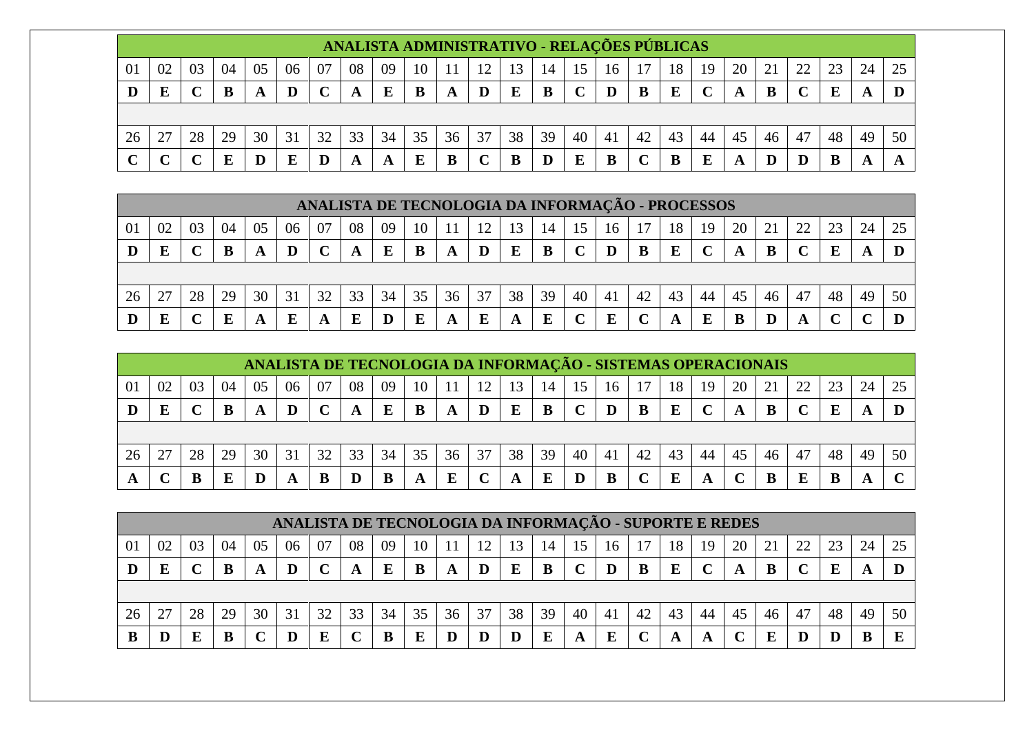| ANALISTA ADMINISTRATIVO - RELAÇÕES PÚBLICAS | | | | | | | | | | | | | | | | | | | | | | | | |
|---|---|---|---|---|---|---|---|---|---|---|---|---|---|---|---|---|---|---|---|---|---|---|---|---|
| 01 | 02 | 03 | 04 | 05 | 06 | 07 | 08 | 09 | 10 | 11 | 12 | 13 | 14 | 15 | 16 | 17 | 18 | 19 | 20 | 21 | 22 | 23 | 24 | 25 |
| **D** | **E** | **C** | **B** | **A** | **D** | **C** | **A** | **E** | **B** | **A** | **D** | **E** | **B** | **C** | **D** | **B** | **E** | **C** | **A** | **B** | **C** | **E** | **A** | **D** |
| 26 | 27 | 28 | 29 | 30 | 31 | 32 | 33 | 34 | 35 | 36 | 37 | 38 | 39 | 40 | 41 | 42 | 43 | 44 | 45 | 46 | 47 | 48 | 49 | 50 |
| **C** | **C** | **C** | **E** | **D** | **E** | **D** | **A** | **A** | **E** | **B** | **C** | **B** | **D** | **E** | **B** | **C** | **B** | **E** | **A** | **D** | **D** | **B** | **A** | **A** |

| ANALISTA DE TECNOLOGIA DA INFORMAÇÃO - PROCESSOS | | | | | | | | | | | | | | | | | | | | | | | | |
|---|---|---|---|---|---|---|---|---|---|---|---|---|---|---|---|---|---|---|---|---|---|---|---|---|
| 01 | 02 | 03 | 04 | 05 | 06 | 07 | 08 | 09 | 10 | 11 | 12 | 13 | 14 | 15 | 16 | 17 | 18 | 19 | 20 | 21 | 22 | 23 | 24 | 25 |
| **D** | **E** | **C** | **B** | **A** | **D** | **C** | **A** | **E** | **B** | **A** | **D** | **E** | **B** | **C** | **D** | **B** | **E** | **C** | **A** | **B** | **C** | **E** | **A** | **D** |
| 26 | 27 | 28 | 29 | 30 | 31 | 32 | 33 | 34 | 35 | 36 | 37 | 38 | 39 | 40 | 41 | 42 | 43 | 44 | 45 | 46 | 47 | 48 | 49 | 50 |
| **D** | **E** | **C** | **E** | **A** | **E** | **A** | **E** | **D** | **E** | **A** | **E** | **A** | **E** | **C** | **E** | **C** | **A** | **E** | **B** | **D** | **A** | **C** | **C** | **D** |

| ANALISTA DE TECNOLOGIA DA INFORMAÇÃO - SISTEMAS OPERACIONAIS | | | | | | | | | | | | | | | | | | | | | | | | |
|---|---|---|---|---|---|---|---|---|---|---|---|---|---|---|---|---|---|---|---|---|---|---|---|---|
| 01 | 02 | 03 | 04 | 05 | 06 | 07 | 08 | 09 | 10 | 11 | 12 | 13 | 14 | 15 | 16 | 17 | 18 | 19 | 20 | 21 | 22 | 23 | 24 | 25 |
| **D** | **E** | **C** | **B** | **A** | **D** | **C** | **A** | **E** | **B** | **A** | **D** | **E** | **B** | **C** | **D** | **B** | **E** | **C** | **A** | **B** | **C** | **E** | **A** | **D** |
| 26 | 27 | 28 | 29 | 30 | 31 | 32 | 33 | 34 | 35 | 36 | 37 | 38 | 39 | 40 | 41 | 42 | 43 | 44 | 45 | 46 | 47 | 48 | 49 | 50 |
| **A** | **C** | **B** | **E** | **D** | **A** | **B** | **D** | **B** | **A** | **E** | **C** | **A** | **E** | **D** | **B** | **C** | **E** | **A** | **C** | **B** | **E** | **B** | **A** | **C** |

| ANALISTA DE TECNOLOGIA DA INFORMAÇÃO - SUPORTE E REDES | | | | | | | | | | | | | | | | | | | | | | | | |
|---|---|---|---|---|---|---|---|---|---|---|---|---|---|---|---|---|---|---|---|---|---|---|---|---|
| 01 | 02 | 03 | 04 | 05 | 06 | 07 | 08 | 09 | 10 | 11 | 12 | 13 | 14 | 15 | 16 | 17 | 18 | 19 | 20 | 21 | 22 | 23 | 24 | 25 |
| **D** | **E** | **C** | **B** | **A** | **D** | **C** | **A** | **E** | **B** | **A** | **D** | **E** | **B** | **C** | **D** | **B** | **E** | **C** | **A** | **B** | **C** | **E** | **A** | **D** |
| 26 | 27 | 28 | 29 | 30 | 31 | 32 | 33 | 34 | 35 | 36 | 37 | 38 | 39 | 40 | 41 | 42 | 43 | 44 | 45 | 46 | 47 | 48 | 49 | 50 |
| **B** | **D** | **E** | **B** | **C** | **D** | **E** | **C** | **B** | **E** | **D** | **D** | **D** | **E** | **A** | **E** | **C** | **A** | **A** | **C** | **E** | **D** | **D** | **B** | **E** |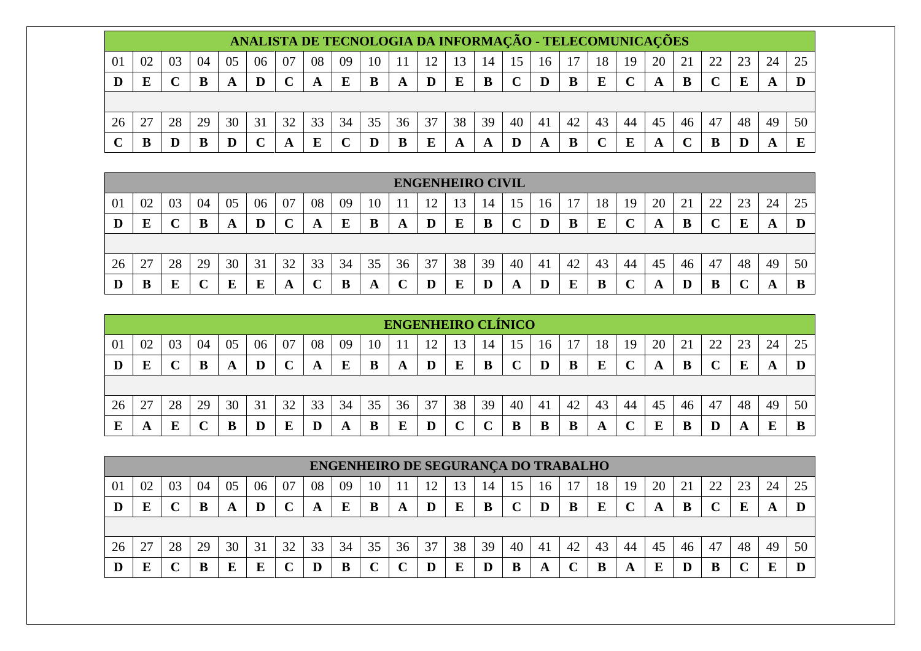## ANALISTA DE TECNOLOGIA DA INFORMAÇÃO - TELECOMUNICAÇÕES

| 01 | 02 | 03 | 04 | 05 | 06 | 07 | 08 | 09 | 10 | 11 | 12 | 13 | 14 | 15 | 16 | 17 | 18 | 19 | 20 | 21 | 22 | 23 | 24 | 25 |
|---|---|---|---|---|---|---|---|---|---|---|---|---|---|---|---|---|---|---|---|---|---|---|---|---|
| **D** | **E** | **C** | **B** | **A** | **D** | **C** | **A** | **E** | **B** | **A** | **D** | **E** | **B** | **C** | **D** | **B** | **E** | **C** | **A** | **B** | **C** | **E** | **A** | **D** |

| 26 | 27 | 28 | 29 | 30 | 31 | 32 | 33 | 34 | 35 | 36 | 37 | 38 | 39 | 40 | 41 | 42 | 43 | 44 | 45 | 46 | 47 | 48 | 49 | 50 |
|---|---|---|---|---|---|---|---|---|---|---|---|---|---|---|---|---|---|---|---|---|---|---|---|---|
| **C** | **B** | **D** | **B** | **D** | **C** | **A** | **E** | **C** | **D** | **B** | **E** | **A** | **A** | **D** | **A** | **B** | **C** | **E** | **A** | **C** | **B** | **D** | **A** | **E** |

## ENGENHEIRO CIVIL

| 01 | 02 | 03 | 04 | 05 | 06 | 07 | 08 | 09 | 10 | 11 | 12 | 13 | 14 | 15 | 16 | 17 | 18 | 19 | 20 | 21 | 22 | 23 | 24 | 25 |
|---|---|---|---|---|---|---|---|---|---|---|---|---|---|---|---|---|---|---|---|---|---|---|---|---|
| **D** | **E** | **C** | **B** | **A** | **D** | **C** | **A** | **E** | **B** | **A** | **D** | **E** | **B** | **C** | **D** | **B** | **E** | **C** | **A** | **B** | **C** | **E** | **A** | **D** |

| 26 | 27 | 28 | 29 | 30 | 31 | 32 | 33 | 34 | 35 | 36 | 37 | 38 | 39 | 40 | 41 | 42 | 43 | 44 | 45 | 46 | 47 | 48 | 49 | 50 |
|---|---|---|---|---|---|---|---|---|---|---|---|---|---|---|---|---|---|---|---|---|---|---|---|---|
| **D** | **B** | **E** | **C** | **E** | **E** | **A** | **C** | **B** | **A** | **C** | **D** | **E** | **D** | **A** | **D** | **E** | **B** | **C** | **A** | **D** | **B** | **C** | **A** | **B** |

## ENGENHEIRO CLÍNICO

| 01 | 02 | 03 | 04 | 05 | 06 | 07 | 08 | 09 | 10 | 11 | 12 | 13 | 14 | 15 | 16 | 17 | 18 | 19 | 20 | 21 | 22 | 23 | 24 | 25 |
|---|---|---|---|---|---|---|---|---|---|---|---|---|---|---|---|---|---|---|---|---|---|---|---|---|
| **D** | **E** | **C** | **B** | **A** | **D** | **C** | **A** | **E** | **B** | **A** | **D** | **E** | **B** | **C** | **D** | **B** | **E** | **C** | **A** | **B** | **C** | **E** | **A** | **D** |

| 26 | 27 | 28 | 29 | 30 | 31 | 32 | 33 | 34 | 35 | 36 | 37 | 38 | 39 | 40 | 41 | 42 | 43 | 44 | 45 | 46 | 47 | 48 | 49 | 50 |
|---|---|---|---|---|---|---|---|---|---|---|---|---|---|---|---|---|---|---|---|---|---|---|---|---|
| **E** | **A** | **E** | **C** | **B** | **D** | **E** | **D** | **A** | **B** | **E** | **D** | **C** | **C** | **B** | **B** | **B** | **A** | **C** | **E** | **B** | **D** | **A** | **E** | **B** |

## ENGENHEIRO DE SEGURANÇA DO TRABALHO

| 01 | 02 | 03 | 04 | 05 | 06 | 07 | 08 | 09 | 10 | 11 | 12 | 13 | 14 | 15 | 16 | 17 | 18 | 19 | 20 | 21 | 22 | 23 | 24 | 25 |
|---|---|---|---|---|---|---|---|---|---|---|---|---|---|---|---|---|---|---|---|---|---|---|---|---|
| **D** | **E** | **C** | **B** | **A** | **D** | **C** | **A** | **E** | **B** | **A** | **D** | **E** | **B** | **C** | **D** | **B** | **E** | **C** | **A** | **B** | **C** | **E** | **A** | **D** |

| 26 | 27 | 28 | 29 | 30 | 31 | 32 | 33 | 34 | 35 | 36 | 37 | 38 | 39 | 40 | 41 | 42 | 43 | 44 | 45 | 46 | 47 | 48 | 49 | 50 |
|---|---|---|---|---|---|---|---|---|---|---|---|---|---|---|---|---|---|---|---|---|---|---|---|---|
| **D** | **E** | **C** | **B** | **E** | **E** | **C** | **D** | **B** | **C** | **C** | **D** | **E** | **D** | **B** | **A** | **C** | **B** | **A** | **E** | **D** | **B** | **C** | **E** | **D** |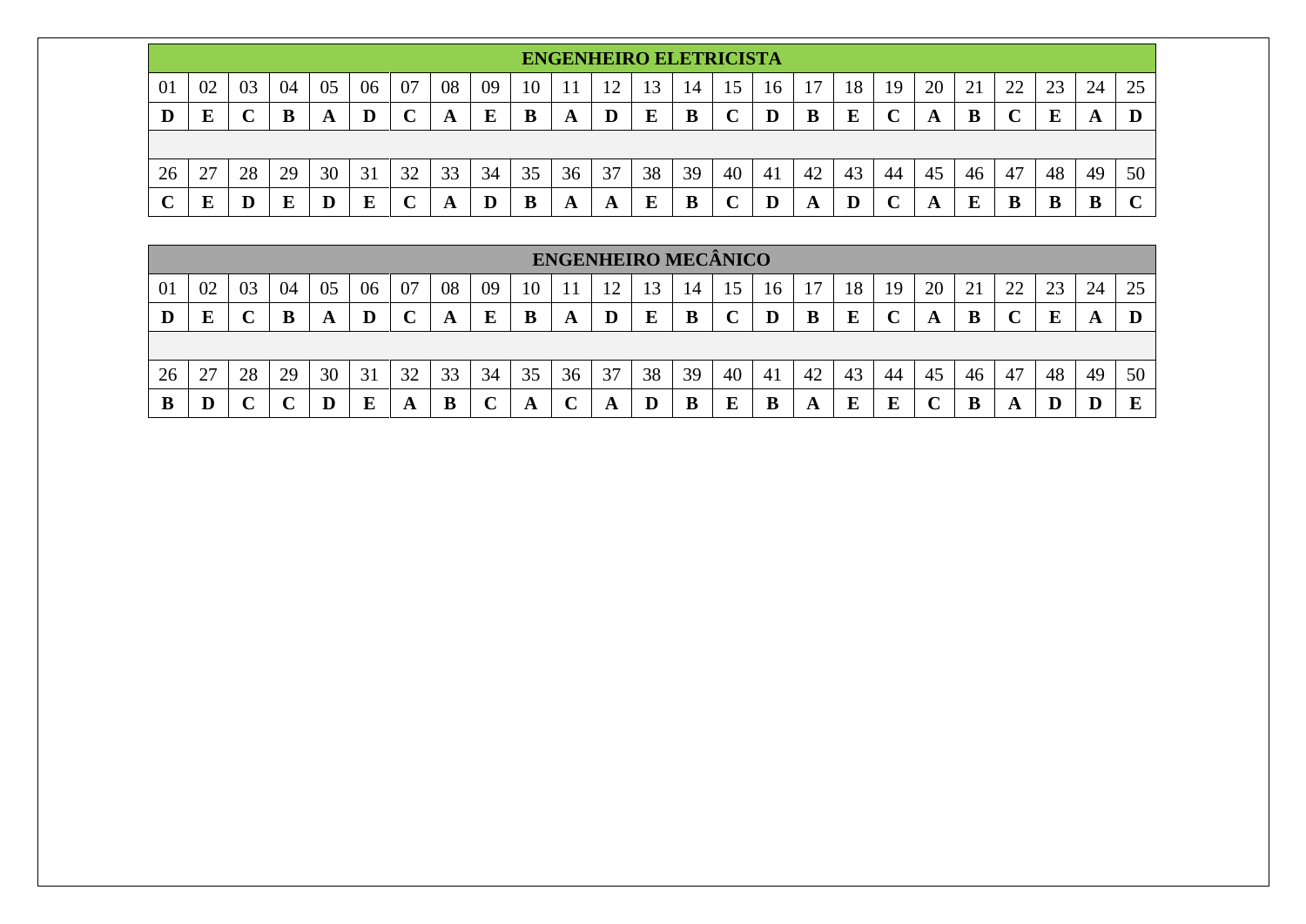| ENGENHEIRO ELETRICISTA | | | | | | | | | | | | | | | | | | | | | | | | |
|---|---|---|---|---|---|---|---|---|---|---|---|---|---|---|---|---|---|---|---|---|---|---|---|---|
| 01 | 02 | 03 | 04 | 05 | 06 | 07 | 08 | 09 | 10 | 11 | 12 | 13 | 14 | 15 | 16 | 17 | 18 | 19 | 20 | 21 | 22 | 23 | 24 | 25 |
| **D** | **E** | **C** | **B** | **A** | **D** | **C** | **A** | **E** | **B** | **A** | **D** | **E** | **B** | **C** | **D** | **B** | **E** | **C** | **A** | **B** | **C** | **E** | **A** | **D** |
| 26 | 27 | 28 | 29 | 30 | 31 | 32 | 33 | 34 | 35 | 36 | 37 | 38 | 39 | 40 | 41 | 42 | 43 | 44 | 45 | 46 | 47 | 48 | 49 | 50 |
| **C** | **E** | **D** | **E** | **D** | **E** | **C** | **A** | **D** | **B** | **A** | **A** | **E** | **B** | **C** | **D** | **A** | **D** | **C** | **A** | **E** | **B** | **B** | **B** | **C** |

| ENGENHEIRO MECÂNICO | | | | | | | | | | | | | | | | | | | | | | | | |
|---|---|---|---|---|---|---|---|---|---|---|---|---|---|---|---|---|---|---|---|---|---|---|---|---|
| 01 | 02 | 03 | 04 | 05 | 06 | 07 | 08 | 09 | 10 | 11 | 12 | 13 | 14 | 15 | 16 | 17 | 18 | 19 | 20 | 21 | 22 | 23 | 24 | 25 |
| **D** | **E** | **C** | **B** | **A** | **D** | **C** | **A** | **E** | **B** | **A** | **D** | **E** | **B** | **C** | **D** | **B** | **E** | **C** | **A** | **B** | **C** | **E** | **A** | **D** |
| 26 | 27 | 28 | 29 | 30 | 31 | 32 | 33 | 34 | 35 | 36 | 37 | 38 | 39 | 40 | 41 | 42 | 43 | 44 | 45 | 46 | 47 | 48 | 49 | 50 |
| **B** | **D** | **C** | **C** | **D** | **E** | **A** | **B** | **C** | **A** | **C** | **A** | **D** | **B** | **E** | **B** | **A** | **E** | **E** | **C** | **B** | **A** | **D** | **D** | **E** |